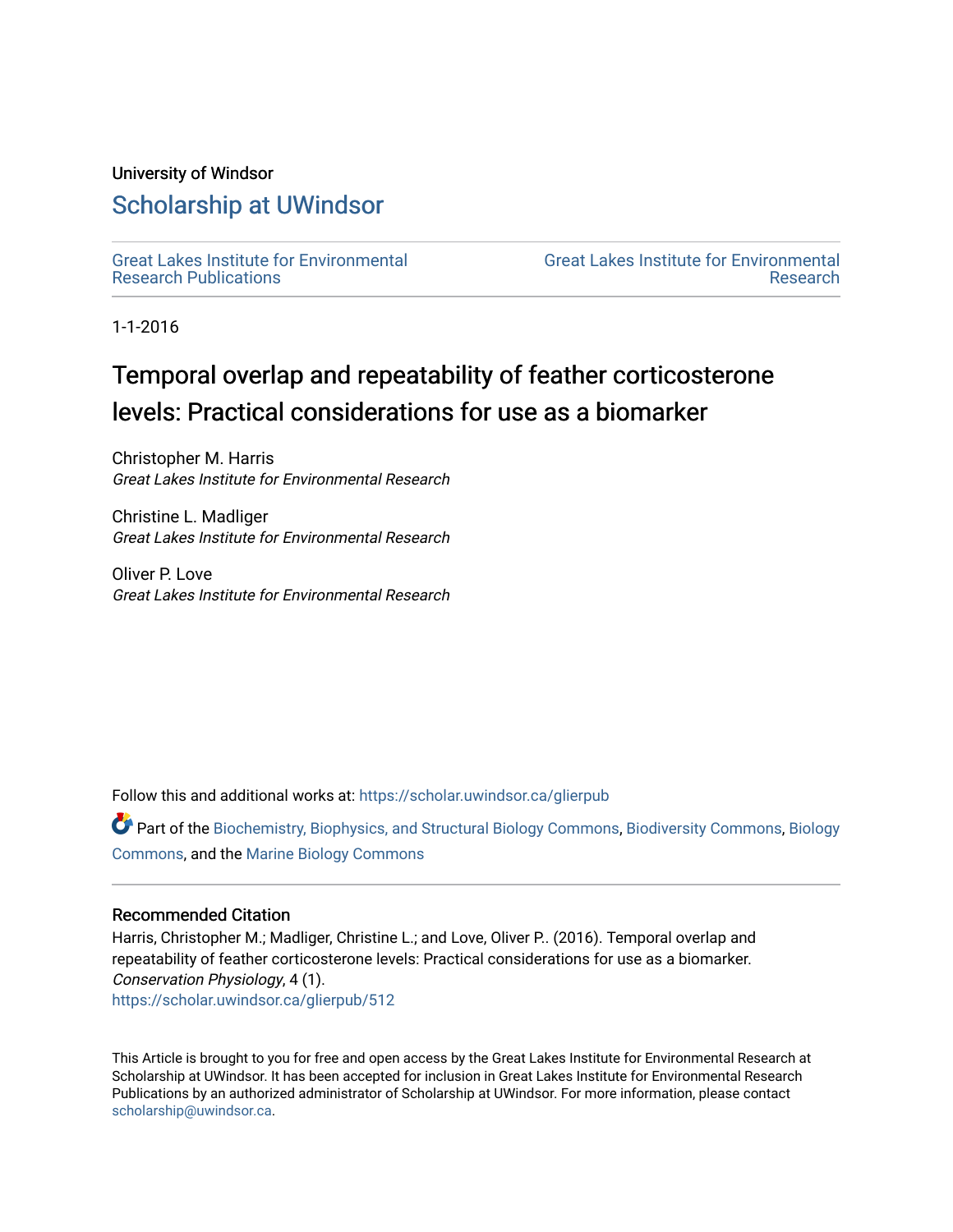University of Windsor

# Scholarship at UWindsor

Great Lakes Institute for Environmental Research Publications

Great Lakes Institute for Environmental Research

1-1-2016

## Temporal overlap and repeatability of feather corticosterone levels: Practical considerations for use as a biomarker

Christopher M. Harris
*Great Lakes Institute for Environmental Research*

Christine L. Madliger
*Great Lakes Institute for Environmental Research*

Oliver P. Love
*Great Lakes Institute for Environmental Research*

Follow this and additional works at: https://scholar.uwindsor.ca/glierpub

Part of the Biochemistry, Biophysics, and Structural Biology Commons, Biodiversity Commons, Biology Commons, and the Marine Biology Commons

### Recommended Citation

Harris, Christopher M.; Madliger, Christine L.; and Love, Oliver P.. (2016). Temporal overlap and repeatability of feather corticosterone levels: Practical considerations for use as a biomarker. *Conservation Physiology*, 4 (1).
https://scholar.uwindsor.ca/glierpub/512

This Article is brought to you for free and open access by the Great Lakes Institute for Environmental Research at Scholarship at UWindsor. It has been accepted for inclusion in Great Lakes Institute for Environmental Research Publications by an authorized administrator of Scholarship at UWindsor. For more information, please contact scholarship@uwindsor.ca.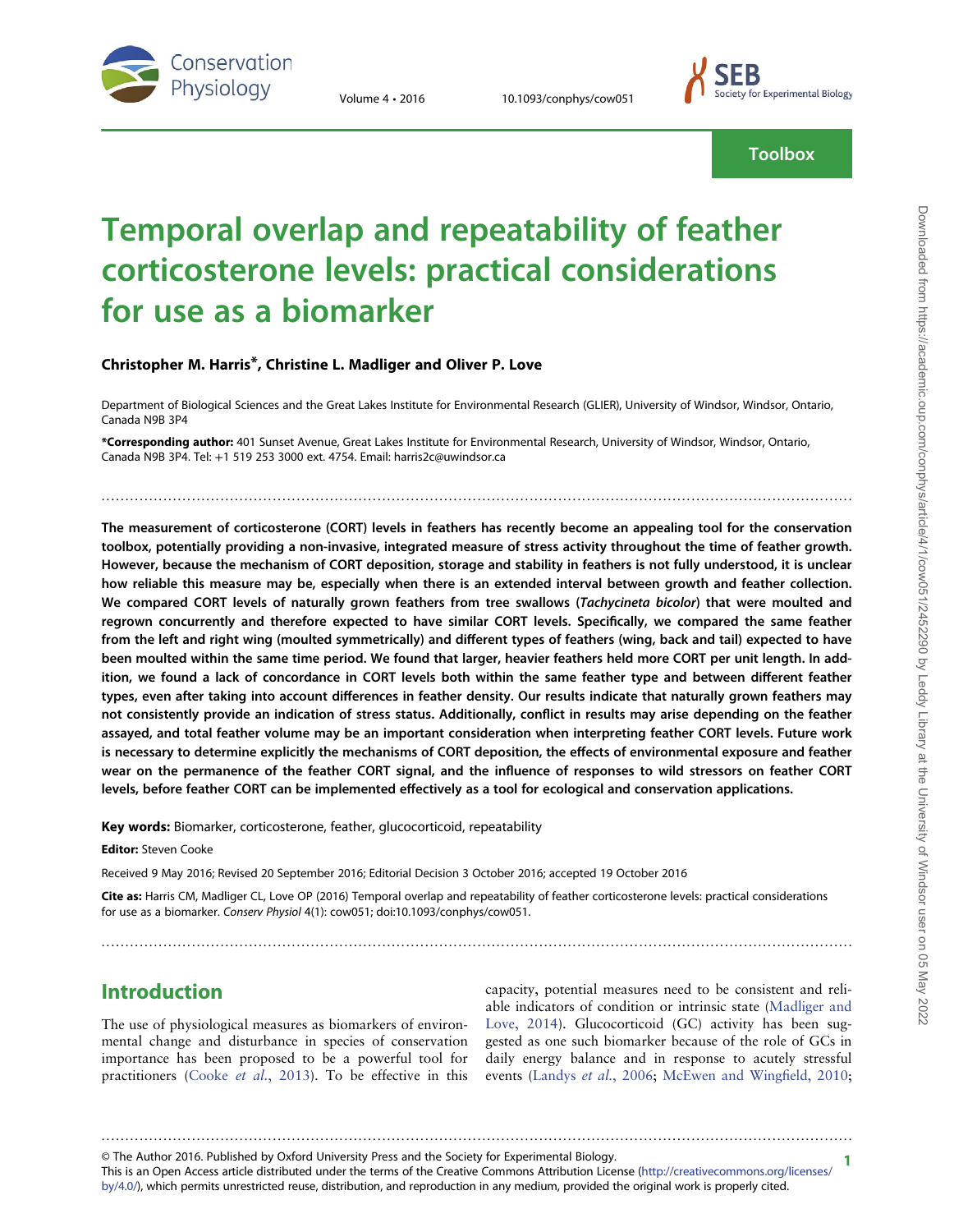# Temporal overlap and repeatability of feather corticosterone levels: practical considerations for use as a biomarker

**Christopher M. Harris\*, Christine L. Madliger and Oliver P. Love**

Department of Biological Sciences and the Great Lakes Institute for Environmental Research (GLIER), University of Windsor, Windsor, Ontario, Canada N9B 3P4

**\*Corresponding author:** 401 Sunset Avenue, Great Lakes Institute for Environmental Research, University of Windsor, Windsor, Ontario, Canada N9B 3P4. Tel: +1 519 253 3000 ext. 4754. Email: harris2c@uwindsor.ca

**The measurement of corticosterone (CORT) levels in feathers has recently become an appealing tool for the conservation toolbox, potentially providing a non-invasive, integrated measure of stress activity throughout the time of feather growth. However, because the mechanism of CORT deposition, storage and stability in feathers is not fully understood, it is unclear how reliable this measure may be, especially when there is an extended interval between growth and feather collection. We compared CORT levels of naturally grown feathers from tree swallows (*Tachycineta bicolor*) that were moulted and regrown concurrently and therefore expected to have similar CORT levels. Specifically, we compared the same feather from the left and right wing (moulted symmetrically) and different types of feathers (wing, back and tail) expected to have been moulted within the same time period. We found that larger, heavier feathers held more CORT per unit length. In addition, we found a lack of concordance in CORT levels both within the same feather type and between different feather types, even after taking into account differences in feather density. Our results indicate that naturally grown feathers may not consistently provide an indication of stress status. Additionally, conflict in results may arise depending on the feather assayed, and total feather volume may be an important consideration when interpreting feather CORT levels. Future work is necessary to determine explicitly the mechanisms of CORT deposition, the effects of environmental exposure and feather wear on the permanence of the feather CORT signal, and the influence of responses to wild stressors on feather CORT levels, before feather CORT can be implemented effectively as a tool for ecological and conservation applications.**

**Key words:** Biomarker, corticosterone, feather, glucocorticoid, repeatability

**Editor:** Steven Cooke

Received 9 May 2016; Revised 20 September 2016; Editorial Decision 3 October 2016; accepted 19 October 2016

**Cite as:** Harris CM, Madliger CL, Love OP (2016) Temporal overlap and repeatability of feather corticosterone levels: practical considerations for use as a biomarker. *Conserv Physiol* 4(1): cow051; doi:10.1093/conphys/cow051.

## Introduction

The use of physiological measures as biomarkers of environmental change and disturbance in species of conservation importance has been proposed to be a powerful tool for practitioners (Cooke *et al*., 2013). To be effective in this capacity, potential measures need to be consistent and reliable indicators of condition or intrinsic state (Madliger and Love, 2014). Glucocorticoid (GC) activity has been suggested as one such biomarker because of the role of GCs in daily energy balance and in response to acutely stressful events (Landys *et al*., 2006; McEwen and Wingfield, 2010;

© The Author 2016. Published by Oxford University Press and the Society for Experimental Biology.
This is an Open Access article distributed under the terms of the Creative Commons Attribution License (http://creativecommons.org/licenses/by/4.0/), which permits unrestricted reuse, distribution, and reproduction in any medium, provided the original work is properly cited.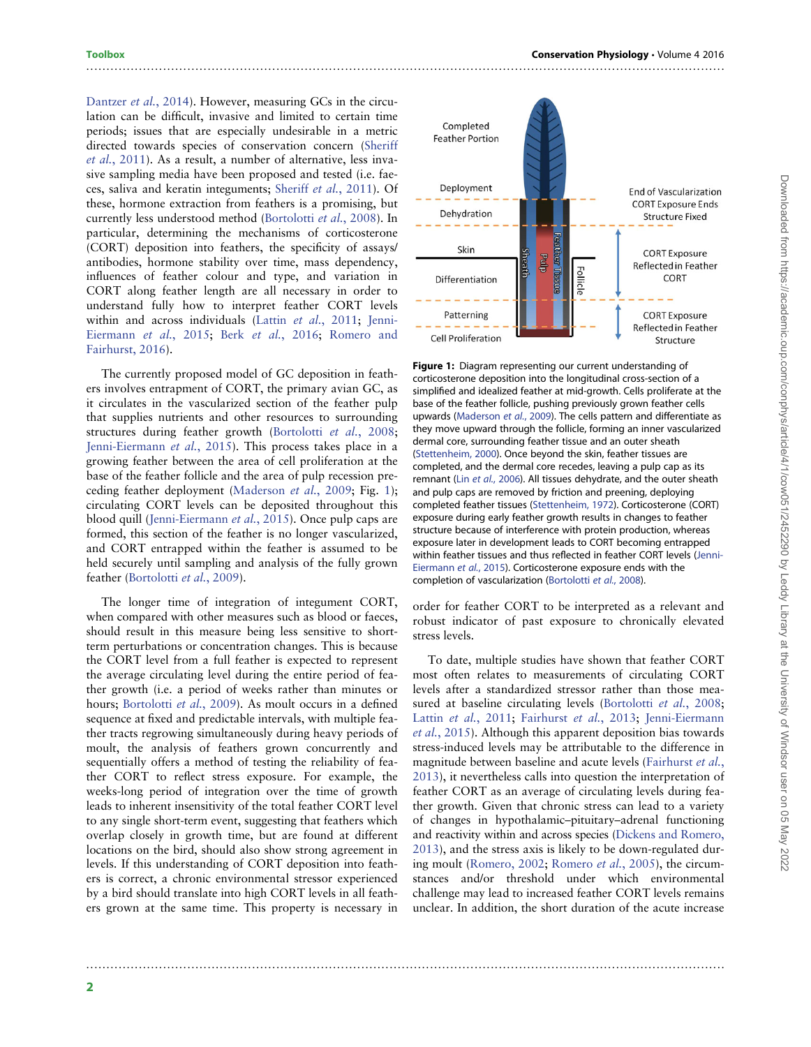Dantzer *et al.*, 2014). However, measuring GCs in the circulation can be difficult, invasive and limited to certain time periods; issues that are especially undesirable in a metric directed towards species of conservation concern (Sheriff *et al.*, 2011). As a result, a number of alternative, less invasive sampling media have been proposed and tested (i.e. faeces, saliva and keratin integuments; Sheriff *et al.*, 2011). Of these, hormone extraction from feathers is a promising, but currently less understood method (Bortolotti *et al.*, 2008). In particular, determining the mechanisms of corticosterone (CORT) deposition into feathers, the specificity of assays/antibodies, hormone stability over time, mass dependency, influences of feather colour and type, and variation in CORT along feather length are all necessary in order to understand fully how to interpret feather CORT levels within and across individuals (Lattin *et al.*, 2011; Jenni-Eiermann *et al.*, 2015; Berk *et al.*, 2016; Romero and Fairhurst, 2016).

The currently proposed model of GC deposition in feathers involves entrapment of CORT, the primary avian GC, as it circulates in the vascularized section of the feather pulp that supplies nutrients and other resources to surrounding structures during feather growth (Bortolotti *et al.*, 2008; Jenni-Eiermann *et al.*, 2015). This process takes place in a growing feather between the area of cell proliferation at the base of the feather follicle and the area of pulp recession preceding feather deployment (Maderson *et al.*, 2009; Fig. 1); circulating CORT levels can be deposited throughout this blood quill (Jenni-Eiermann *et al.*, 2015). Once pulp caps are formed, this section of the feather is no longer vascularized, and CORT entrapped within the feather is assumed to be held securely until sampling and analysis of the fully grown feather (Bortolotti *et al.*, 2009).

The longer time of integration of integument CORT, when compared with other measures such as blood or faeces, should result in this measure being less sensitive to short-term perturbations or concentration changes. This is because the CORT level from a full feather is expected to represent the average circulating level during the entire period of feather growth (i.e. a period of weeks rather than minutes or hours; Bortolotti *et al.*, 2009). As moult occurs in a defined sequence at fixed and predictable intervals, with multiple feather tracts regrowing simultaneously during heavy periods of moult, the analysis of feathers grown concurrently and sequentially offers a method of testing the reliability of feather CORT to reflect stress exposure. For example, the weeks-long period of integration over the time of growth leads to inherent insensitivity of the total feather CORT level to any single short-term event, suggesting that feathers which overlap closely in growth time, but are found at different locations on the bird, should also show strong agreement in levels. If this understanding of CORT deposition into feathers is correct, a chronic environmental stressor experienced by a bird should translate into high CORT levels in all feathers grown at the same time. This property is necessary in order for feather CORT to be interpreted as a relevant and robust indicator of past exposure to chronically elevated stress levels.

**Figure 1:** Diagram representing our current understanding of corticosterone deposition into the longitudinal cross-section of a simplified and idealized feather at mid-growth. Cells proliferate at the base of the feather follicle, pushing previously grown feather cells upwards (Maderson *et al.*, 2009). The cells pattern and differentiate as they move upward through the follicle, forming an inner vascularized dermal core, surrounding feather tissue and an outer sheath (Stettenheim, 2000). Once beyond the skin, feather tissues are completed, and the dermal core recedes, leaving a pulp cap as its remnant (Lin *et al.*, 2006). All tissues dehydrate, and the outer sheath and pulp caps are removed by friction and preening, deploying completed feather tissues (Stettenheim, 1972). Corticosterone (CORT) exposure during early feather growth results in changes to feather structure because of interference with protein production, whereas exposure later in development leads to CORT becoming entrapped within feather tissues and thus reflected in feather CORT levels (Jenni-Eiermann *et al.*, 2015). Corticosterone exposure ends with the completion of vascularization (Bortolotti *et al.*, 2008).

To date, multiple studies have shown that feather CORT most often relates to measurements of circulating CORT levels after a standardized stressor rather than those measured at baseline circulating levels (Bortolotti *et al.*, 2008; Lattin *et al.*, 2011; Fairhurst *et al.*, 2013; Jenni-Eiermann *et al.*, 2015). Although this apparent deposition bias towards stress-induced levels may be attributable to the difference in magnitude between baseline and acute levels (Fairhurst *et al.*, 2013), it nevertheless calls into question the interpretation of feather CORT as an average of circulating levels during feather growth. Given that chronic stress can lead to a variety of changes in hypothalamic–pituitary–adrenal functioning and reactivity within and across species (Dickens and Romero, 2013), and the stress axis is likely to be down-regulated during moult (Romero, 2002; Romero *et al.*, 2005), the circumstances and/or threshold under which environmental challenge may lead to increased feather CORT levels remains unclear. In addition, the short duration of the acute increase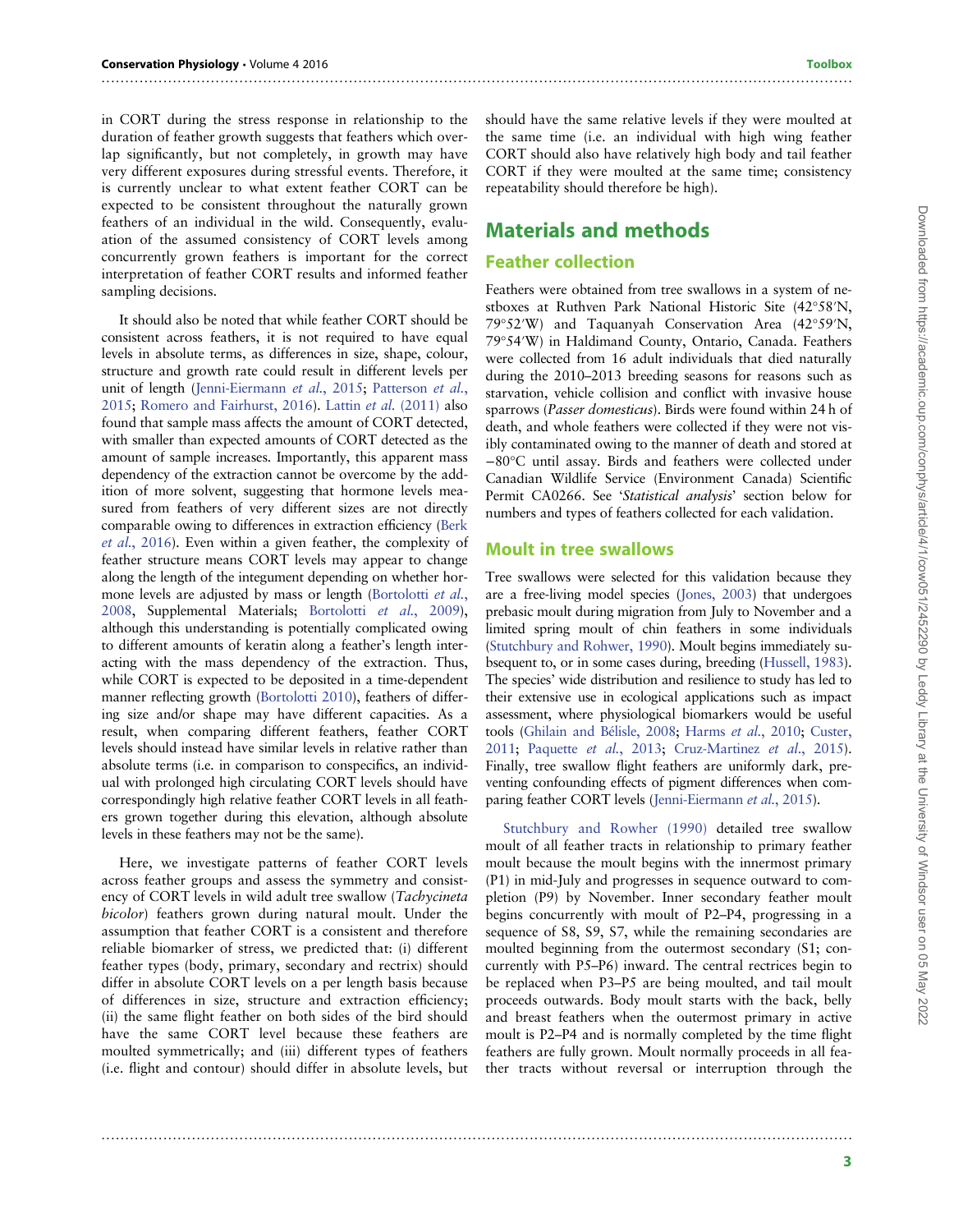in CORT during the stress response in relationship to the duration of feather growth suggests that feathers which overlap significantly, but not completely, in growth may have very different exposures during stressful events. Therefore, it is currently unclear to what extent feather CORT can be expected to be consistent throughout the naturally grown feathers of an individual in the wild. Consequently, evaluation of the assumed consistency of CORT levels among concurrently grown feathers is important for the correct interpretation of feather CORT results and informed feather sampling decisions.

It should also be noted that while feather CORT should be consistent across feathers, it is not required to have equal levels in absolute terms, as differences in size, shape, colour, structure and growth rate could result in different levels per unit of length (Jenni-Eiermann *et al.*, 2015; Patterson *et al.*, 2015; Romero and Fairhurst, 2016). Lattin *et al.* (2011) also found that sample mass affects the amount of CORT detected, with smaller than expected amounts of CORT detected as the amount of sample increases. Importantly, this apparent mass dependency of the extraction cannot be overcome by the addition of more solvent, suggesting that hormone levels measured from feathers of very different sizes are not directly comparable owing to differences in extraction efficiency (Berk *et al.*, 2016). Even within a given feather, the complexity of feather structure means CORT levels may appear to change along the length of the integument depending on whether hormone levels are adjusted by mass or length (Bortolotti *et al.*, 2008, Supplemental Materials; Bortolotti *et al.*, 2009), although this understanding is potentially complicated owing to different amounts of keratin along a feather's length interacting with the mass dependency of the extraction. Thus, while CORT is expected to be deposited in a time-dependent manner reflecting growth (Bortolotti 2010), feathers of differing size and/or shape may have different capacities. As a result, when comparing different feathers, feather CORT levels should instead have similar levels in relative rather than absolute terms (i.e. in comparison to conspecifics, an individual with prolonged high circulating CORT levels should have correspondingly high relative feather CORT levels in all feathers grown together during this elevation, although absolute levels in these feathers may not be the same).

Here, we investigate patterns of feather CORT levels across feather groups and assess the symmetry and consistency of CORT levels in wild adult tree swallow (*Tachycineta bicolor*) feathers grown during natural moult. Under the assumption that feather CORT is a consistent and therefore reliable biomarker of stress, we predicted that: (i) different feather types (body, primary, secondary and rectrix) should differ in absolute CORT levels on a per length basis because of differences in size, structure and extraction efficiency; (ii) the same flight feather on both sides of the bird should have the same CORT level because these feathers are moulted symmetrically; and (iii) different types of feathers (i.e. flight and contour) should differ in absolute levels, but should have the same relative levels if they were moulted at the same time (i.e. an individual with high wing feather CORT should also have relatively high body and tail feather CORT if they were moulted at the same time; consistency repeatability should therefore be high).

## Materials and methods

### Feather collection

Feathers were obtained from tree swallows in a system of nestboxes at Ruthven Park National Historic Site (42°58′N, 79°52′W) and Taquanyah Conservation Area (42°59′N, 79°54′W) in Haldimand County, Ontario, Canada. Feathers were collected from 16 adult individuals that died naturally during the 2010–2013 breeding seasons for reasons such as starvation, vehicle collision and conflict with invasive house sparrows (*Passer domesticus*). Birds were found within 24 h of death, and whole feathers were collected if they were not visibly contaminated owing to the manner of death and stored at −80°C until assay. Birds and feathers were collected under Canadian Wildlife Service (Environment Canada) Scientific Permit CA0266. See '*Statistical analysis*' section below for numbers and types of feathers collected for each validation.

### Moult in tree swallows

Tree swallows were selected for this validation because they are a free-living model species (Jones, 2003) that undergoes prebasic moult during migration from July to November and a limited spring moult of chin feathers in some individuals (Stutchbury and Rohwer, 1990). Moult begins immediately subsequent to, or in some cases during, breeding (Hussell, 1983). The species' wide distribution and resilience to study has led to their extensive use in ecological applications such as impact assessment, where physiological biomarkers would be useful tools (Ghilain and Bélisle, 2008; Harms *et al.*, 2010; Custer, 2011; Paquette *et al.*, 2013; Cruz-Martinez *et al.*, 2015). Finally, tree swallow flight feathers are uniformly dark, preventing confounding effects of pigment differences when comparing feather CORT levels (Jenni-Eiermann *et al.*, 2015).

Stutchbury and Rowher (1990) detailed tree swallow moult of all feather tracts in relationship to primary feather moult because the moult begins with the innermost primary (P1) in mid-July and progresses in sequence outward to completion (P9) by November. Inner secondary feather moult begins concurrently with moult of P2–P4, progressing in a sequence of S8, S9, S7, while the remaining secondaries are moulted beginning from the outermost secondary (S1; concurrently with P5–P6) inward. The central rectrices begin to be replaced when P3–P5 are being moulted, and tail moult proceeds outwards. Body moult starts with the back, belly and breast feathers when the outermost primary in active moult is P2–P4 and is normally completed by the time flight feathers are fully grown. Moult normally proceeds in all feather tracts without reversal or interruption through the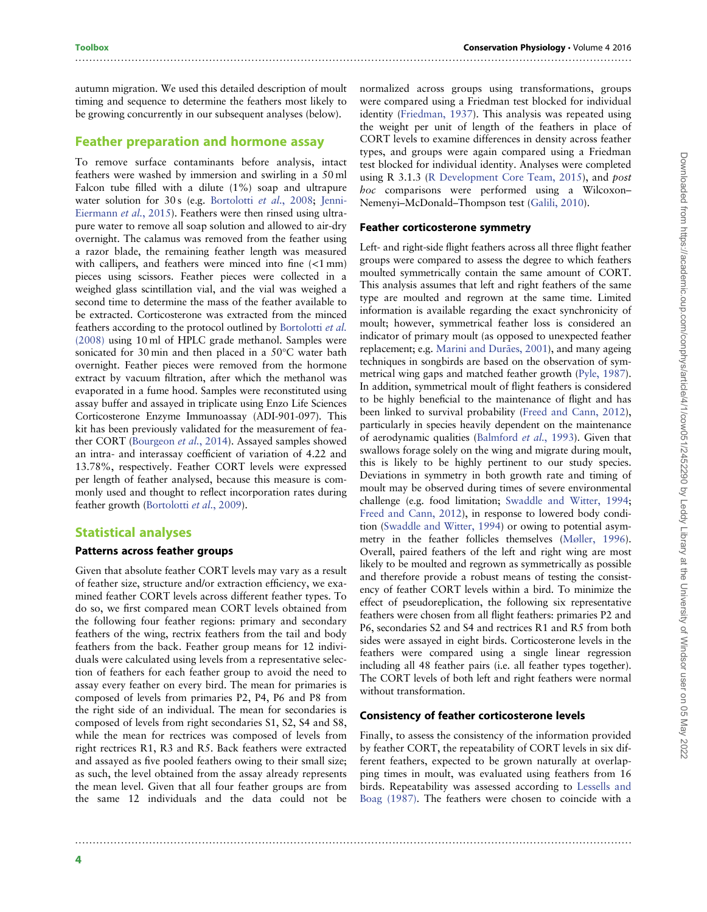autumn migration. We used this detailed description of moult timing and sequence to determine the feathers most likely to be growing concurrently in our subsequent analyses (below).

## Feather preparation and hormone assay

To remove surface contaminants before analysis, intact feathers were washed by immersion and swirling in a 50 ml Falcon tube filled with a dilute (1%) soap and ultrapure water solution for 30 s (e.g. Bortolotti *et al*., 2008; Jenni-Eiermann *et al*., 2015). Feathers were then rinsed using ultrapure water to remove all soap solution and allowed to air-dry overnight. The calamus was removed from the feather using a razor blade, the remaining feather length was measured with callipers, and feathers were minced into fine (<1 mm) pieces using scissors. Feather pieces were collected in a weighed glass scintillation vial, and the vial was weighed a second time to determine the mass of the feather available to be extracted. Corticosterone was extracted from the minced feathers according to the protocol outlined by Bortolotti *et al.* (2008) using 10 ml of HPLC grade methanol. Samples were sonicated for 30 min and then placed in a 50°C water bath overnight. Feather pieces were removed from the hormone extract by vacuum filtration, after which the methanol was evaporated in a fume hood. Samples were reconstituted using assay buffer and assayed in triplicate using Enzo Life Sciences Corticosterone Enzyme Immunoassay (ADI-901-097). This kit has been previously validated for the measurement of feather CORT (Bourgeon *et al*., 2014). Assayed samples showed an intra- and interassay coefficient of variation of 4.22 and 13.78%, respectively. Feather CORT levels were expressed per length of feather analysed, because this measure is commonly used and thought to reflect incorporation rates during feather growth (Bortolotti *et al*., 2009).

## Statistical analyses

### Patterns across feather groups

Given that absolute feather CORT levels may vary as a result of feather size, structure and/or extraction efficiency, we examined feather CORT levels across different feather types. To do so, we first compared mean CORT levels obtained from the following four feather regions: primary and secondary feathers of the wing, rectrix feathers from the tail and body feathers from the back. Feather group means for 12 individuals were calculated using levels from a representative selection of feathers for each feather group to avoid the need to assay every feather on every bird. The mean for primaries is composed of levels from primaries P2, P4, P6 and P8 from the right side of an individual. The mean for secondaries is composed of levels from right secondaries S1, S2, S4 and S8, while the mean for rectrices was composed of levels from right rectrices R1, R3 and R5. Back feathers were extracted and assayed as five pooled feathers owing to their small size; as such, the level obtained from the assay already represents the mean level. Given that all four feather groups are from the same 12 individuals and the data could not be normalized across groups using transformations, groups were compared using a Friedman test blocked for individual identity (Friedman, 1937). This analysis was repeated using the weight per unit of length of the feathers in place of CORT levels to examine differences in density across feather types, and groups were again compared using a Friedman test blocked for individual identity. Analyses were completed using R 3.1.3 (R Development Core Team, 2015), and *post hoc* comparisons were performed using a Wilcoxon–Nemenyi–McDonald–Thompson test (Galili, 2010).

### Feather corticosterone symmetry

Left- and right-side flight feathers across all three flight feather groups were compared to assess the degree to which feathers moulted symmetrically contain the same amount of CORT. This analysis assumes that left and right feathers of the same type are moulted and regrown at the same time. Limited information is available regarding the exact synchronicity of moult; however, symmetrical feather loss is considered an indicator of primary moult (as opposed to unexpected feather replacement; e.g. Marini and Durães, 2001), and many ageing techniques in songbirds are based on the observation of symmetrical wing gaps and matched feather growth (Pyle, 1987). In addition, symmetrical moult of flight feathers is considered to be highly beneficial to the maintenance of flight and has been linked to survival probability (Freed and Cann, 2012), particularly in species heavily dependent on the maintenance of aerodynamic qualities (Balmford *et al*., 1993). Given that swallows forage solely on the wing and migrate during moult, this is likely to be highly pertinent to our study species. Deviations in symmetry in both growth rate and timing of moult may be observed during times of severe environmental challenge (e.g. food limitation; Swaddle and Witter, 1994; Freed and Cann, 2012), in response to lowered body condition (Swaddle and Witter, 1994) or owing to potential asymmetry in the feather follicles themselves (Møller, 1996). Overall, paired feathers of the left and right wing are most likely to be moulted and regrown as symmetrically as possible and therefore provide a robust means of testing the consistency of feather CORT levels within a bird. To minimize the effect of pseudoreplication, the following six representative feathers were chosen from all flight feathers: primaries P2 and P6, secondaries S2 and S4 and rectrices R1 and R5 from both sides were assayed in eight birds. Corticosterone levels in the feathers were compared using a single linear regression including all 48 feather pairs (i.e. all feather types together). The CORT levels of both left and right feathers were normal without transformation.

### Consistency of feather corticosterone levels

Finally, to assess the consistency of the information provided by feather CORT, the repeatability of CORT levels in six different feathers, expected to be grown naturally at overlapping times in moult, was evaluated using feathers from 16 birds. Repeatability was assessed according to Lessells and Boag (1987). The feathers were chosen to coincide with a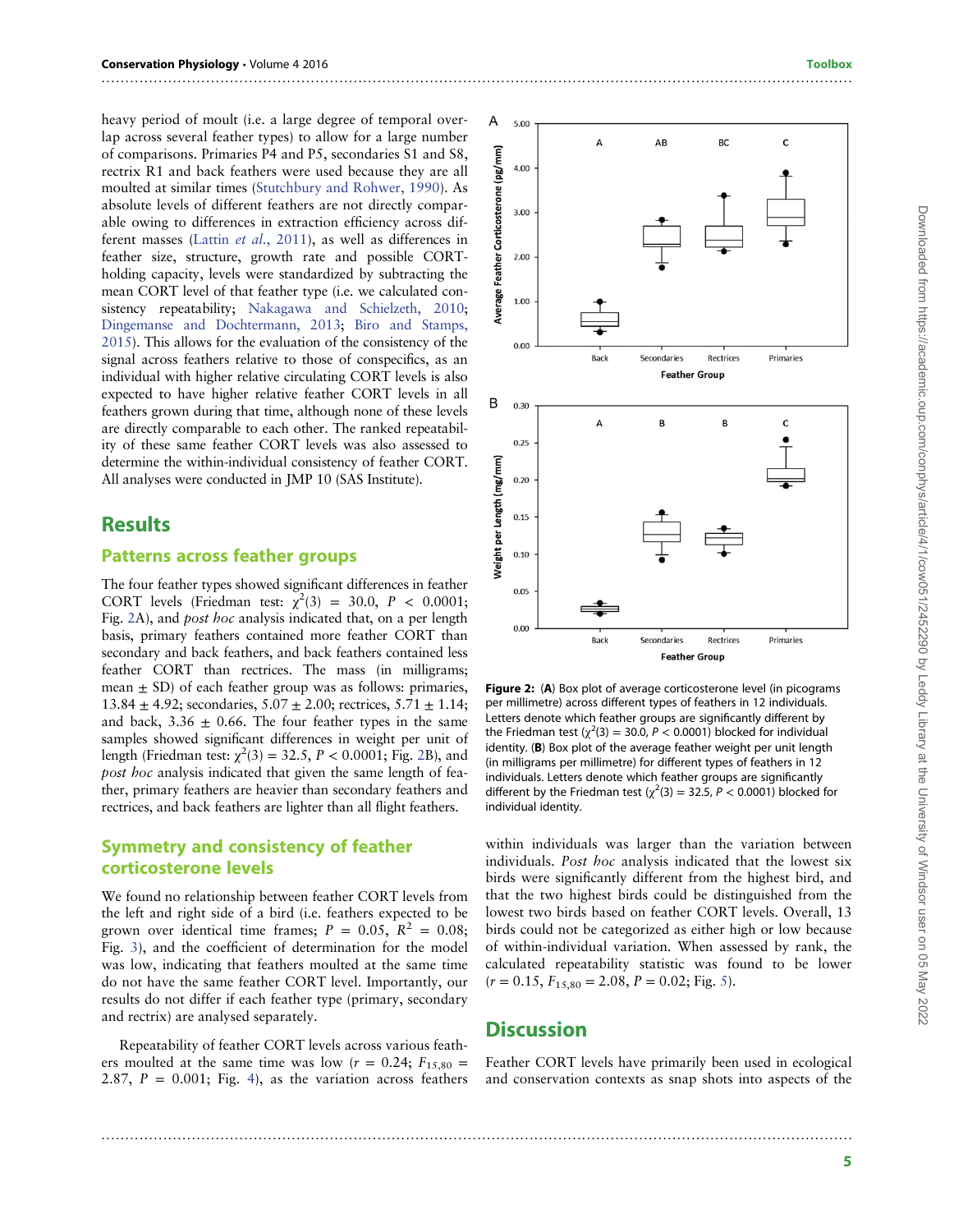heavy period of moult (i.e. a large degree of temporal overlap across several feather types) to allow for a large number of comparisons. Primaries P4 and P5, secondaries S1 and S8, rectrix R1 and back feathers were used because they are all moulted at similar times (Stutchbury and Rohwer, 1990). As absolute levels of different feathers are not directly comparable owing to differences in extraction efficiency across different masses (Lattin *et al.*, 2011), as well as differences in feather size, structure, growth rate and possible CORT-holding capacity, levels were standardized by subtracting the mean CORT level of that feather type (i.e. we calculated consistency repeatability; Nakagawa and Schielzeth, 2010; Dingemanse and Dochtermann, 2013; Biro and Stamps, 2015). This allows for the evaluation of the consistency of the signal across feathers relative to those of conspecifics, as an individual with higher relative circulating CORT levels is also expected to have higher relative feather CORT levels in all feathers grown during that time, although none of these levels are directly comparable to each other. The ranked repeatability of these same feather CORT levels was also assessed to determine the within-individual consistency of feather CORT. All analyses were conducted in JMP 10 (SAS Institute).

## Results

### Patterns across feather groups

The four feather types showed significant differences in feather CORT levels (Friedman test: $\chi^2(3) = 30.0$, $P < 0.0001$; Fig. 2A), and *post hoc* analysis indicated that, on a per length basis, primary feathers contained more feather CORT than secondary and back feathers, and back feathers contained less feather CORT than rectrices. The mass (in milligrams; mean ± SD) of each feather group was as follows: primaries, 13.84 ± 4.92; secondaries, 5.07 ± 2.00; rectrices, 5.71 ± 1.14; and back, 3.36 ± 0.66. The four feather types in the same samples showed significant differences in weight per unit of length (Friedman test: $\chi^2(3) = 32.5$, $P < 0.0001$; Fig. 2B), and *post hoc* analysis indicated that given the same length of feather, primary feathers are heavier than secondary feathers and rectrices, and back feathers are lighter than all flight feathers.

**Figure 2:** (**A**) Box plot of average corticosterone level (in picograms per millimetre) across different types of feathers in 12 individuals. Letters denote which feather groups are significantly different by the Friedman test ($\chi^2(3) = 30.0$, $P < 0.0001$) blocked for individual identity. (**B**) Box plot of the average feather weight per unit length (in milligrams per millimetre) for different types of feathers in 12 individuals. Letters denote which feather groups are significantly different by the Friedman test ($\chi^2(3) = 32.5$, $P < 0.0001$) blocked for individual identity.

### Symmetry and consistency of feather corticosterone levels

We found no relationship between feather CORT levels from the left and right side of a bird (i.e. feathers expected to be grown over identical time frames; $P = 0.05$, $R^2 = 0.08$; Fig. 3), and the coefficient of determination for the model was low, indicating that feathers moulted at the same time do not have the same feather CORT level. Importantly, our results do not differ if each feather type (primary, secondary and rectrix) are analysed separately.

Repeatability of feather CORT levels across various feathers moulted at the same time was low ($r = 0.24$; $F_{15,80} = 2.87$, $P = 0.001$; Fig. 4), as the variation across feathers within individuals was larger than the variation between individuals. *Post hoc* analysis indicated that the lowest six birds were significantly different from the highest bird, and that the two highest birds could be distinguished from the lowest two birds based on feather CORT levels. Overall, 13 birds could not be categorized as either high or low because of within-individual variation. When assessed by rank, the calculated repeatability statistic was found to be lower ($r = 0.15$, $F_{15,80} = 2.08$, $P = 0.02$; Fig. 5).

## Discussion

Feather CORT levels have primarily been used in ecological and conservation contexts as snap shots into aspects of the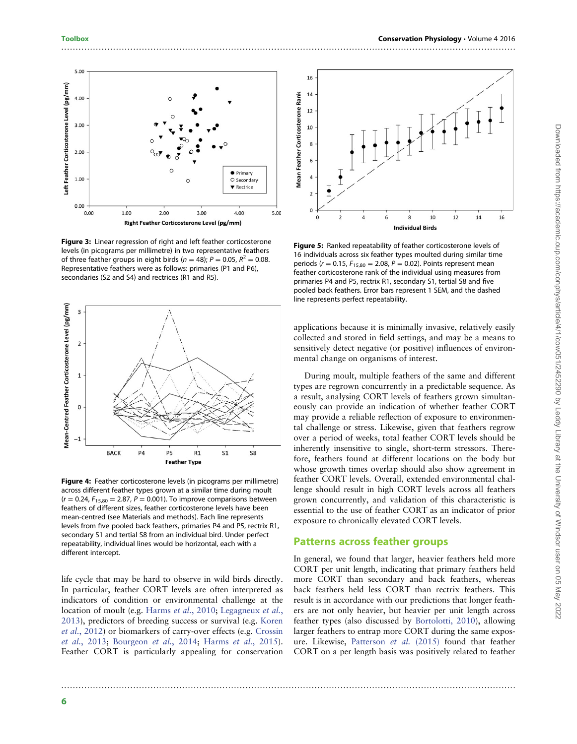Figure 3: Linear regression of right and left feather corticosterone levels (in picograms per millimetre) in two representative feathers of three feather groups in eight birds ($n = 48$); $P = 0.05$, $R^2 = 0.08$. Representative feathers were as follows: primaries (P1 and P6), secondaries (S2 and S4) and rectrices (R1 and R5).

Figure 4: Feather corticosterone levels (in picograms per millimetre) across different feather types grown at a similar time during moult ($r = 0.24$, $F_{15,80} = 2.87$, $P = 0.001$). To improve comparisons between feathers of different sizes, feather corticosterone levels have been mean-centred (see Materials and methods). Each line represents levels from five pooled back feathers, primaries P4 and P5, rectrix R1, secondary S1 and tertial S8 from an individual bird. Under perfect repeatability, individual lines would be horizontal, each with a different intercept.

Figure 5: Ranked repeatability of feather corticosterone levels of 16 individuals across six feather types moulted during similar time periods ($r = 0.15$, $F_{15,80} = 2.08$, $P = 0.02$). Points represent mean feather corticosterone rank of the individual using measures from primaries P4 and P5, rectrix R1, secondary S1, tertial S8 and five pooled back feathers. Error bars represent 1 SEM, and the dashed line represents perfect repeatability.

life cycle that may be hard to observe in wild birds directly. In particular, feather CORT levels are often interpreted as indicators of condition or environmental challenge at the location of moult (e.g. Harms *et al.*, 2010; Legagneux *et al.*, 2013), predictors of breeding success or survival (e.g. Koren *et al.*, 2012) or biomarkers of carry-over effects (e.g. Crossin *et al.*, 2013; Bourgeon *et al.*, 2014; Harms *et al.*, 2015). Feather CORT is particularly appealing for conservation applications because it is minimally invasive, relatively easily collected and stored in field settings, and may be a means to sensitively detect negative (or positive) influences of environmental change on organisms of interest.

During moult, multiple feathers of the same and different types are regrown concurrently in a predictable sequence. As a result, analysing CORT levels of feathers grown simultaneously can provide an indication of whether feather CORT may provide a reliable reflection of exposure to environmental challenge or stress. Likewise, given that feathers regrow over a period of weeks, total feather CORT levels should be inherently insensitive to single, short-term stressors. Therefore, feathers found at different locations on the body but whose growth times overlap should also show agreement in feather CORT levels. Overall, extended environmental challenge should result in high CORT levels across all feathers grown concurrently, and validation of this characteristic is essential to the use of feather CORT as an indicator of prior exposure to chronically elevated CORT levels.

## Patterns across feather groups

In general, we found that larger, heavier feathers held more CORT per unit length, indicating that primary feathers held more CORT than secondary and back feathers, whereas back feathers held less CORT than rectrix feathers. This result is in accordance with our predictions that longer feathers are not only heavier, but heavier per unit length across feather types (also discussed by Bortolotti, 2010), allowing larger feathers to entrap more CORT during the same exposure. Likewise, Patterson *et al.* (2015) found that feather CORT on a per length basis was positively related to feather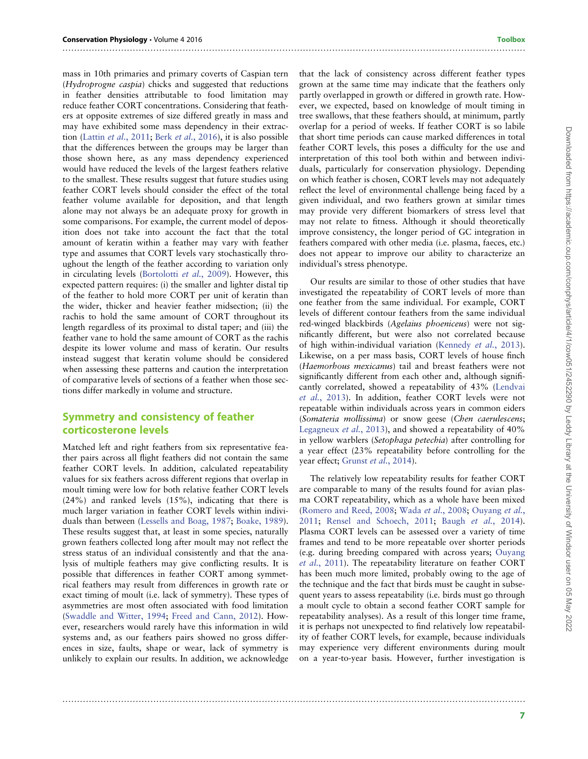mass in 10th primaries and primary coverts of Caspian tern (*Hydroprogne caspia*) chicks and suggested that reductions in feather densities attributable to food limitation may reduce feather CORT concentrations. Considering that feathers at opposite extremes of size differed greatly in mass and may have exhibited some mass dependency in their extraction (Lattin *et al.*, 2011; Berk *et al.*, 2016), it is also possible that the differences between the groups may be larger than those shown here, as any mass dependency experienced would have reduced the levels of the largest feathers relative to the smallest. These results suggest that future studies using feather CORT levels should consider the effect of the total feather volume available for deposition, and that length alone may not always be an adequate proxy for growth in some comparisons. For example, the current model of deposition does not take into account the fact that the total amount of keratin within a feather may vary with feather type and assumes that CORT levels vary stochastically throughout the length of the feather according to variation only in circulating levels (Bortolotti *et al.*, 2009). However, this expected pattern requires: (i) the smaller and lighter distal tip of the feather to hold more CORT per unit of keratin than the wider, thicker and heavier feather midsection; (ii) the rachis to hold the same amount of CORT throughout its length regardless of its proximal to distal taper; and (iii) the feather vane to hold the same amount of CORT as the rachis despite its lower volume and mass of keratin. Our results instead suggest that keratin volume should be considered when assessing these patterns and caution the interpretation of comparative levels of sections of a feather when those sections differ markedly in volume and structure.

## Symmetry and consistency of feather corticosterone levels

Matched left and right feathers from six representative feather pairs across all flight feathers did not contain the same feather CORT levels. In addition, calculated repeatability values for six feathers across different regions that overlap in moult timing were low for both relative feather CORT levels (24%) and ranked levels (15%), indicating that there is much larger variation in feather CORT levels within individuals than between (Lessells and Boag, 1987; Boake, 1989). These results suggest that, at least in some species, naturally grown feathers collected long after moult may not reflect the stress status of an individual consistently and that the analysis of multiple feathers may give conflicting results. It is possible that differences in feather CORT among symmetrical feathers may result from differences in growth rate or exact timing of moult (i.e. lack of symmetry). These types of asymmetries are most often associated with food limitation (Swaddle and Witter, 1994; Freed and Cann, 2012). However, researchers would rarely have this information in wild systems and, as our feathers pairs showed no gross differences in size, faults, shape or wear, lack of symmetry is unlikely to explain our results. In addition, we acknowledge that the lack of consistency across different feather types grown at the same time may indicate that the feathers only partly overlapped in growth or differed in growth rate. However, we expected, based on knowledge of moult timing in tree swallows, that these feathers should, at minimum, partly overlap for a period of weeks. If feather CORT is so labile that short time periods can cause marked differences in total feather CORT levels, this poses a difficulty for the use and interpretation of this tool both within and between individuals, particularly for conservation physiology. Depending on which feather is chosen, CORT levels may not adequately reflect the level of environmental challenge being faced by a given individual, and two feathers grown at similar times may provide very different biomarkers of stress level that may not relate to fitness. Although it should theoretically improve consistency, the longer period of GC integration in feathers compared with other media (i.e. plasma, faeces, etc.) does not appear to improve our ability to characterize an individual's stress phenotype.

Our results are similar to those of other studies that have investigated the repeatability of CORT levels of more than one feather from the same individual. For example, CORT levels of different contour feathers from the same individual red-winged blackbirds (*Agelaius phoeniceus*) were not significantly different, but were also not correlated because of high within-individual variation (Kennedy *et al.*, 2013). Likewise, on a per mass basis, CORT levels of house finch (*Haemorhous mexicanus*) tail and breast feathers were not significantly different from each other and, although significantly correlated, showed a repeatability of 43% (Lendvai *et al.*, 2013). In addition, feather CORT levels were not repeatable within individuals across years in common eiders (*Somateria mollissima*) or snow geese (*Chen caerulescens*; Legagneux *et al.*, 2013), and showed a repeatability of 40% in yellow warblers (*Setophaga petechia*) after controlling for a year effect (23% repeatability before controlling for the year effect; Grunst *et al.*, 2014).

The relatively low repeatability results for feather CORT are comparable to many of the results found for avian plasma CORT repeatability, which as a whole have been mixed (Romero and Reed, 2008; Wada *et al.*, 2008; Ouyang *et al.*, 2011; Rensel and Schoech, 2011; Baugh *et al.*, 2014). Plasma CORT levels can be assessed over a variety of time frames and tend to be more repeatable over shorter periods (e.g. during breeding compared with across years; Ouyang *et al.*, 2011). The repeatability literature on feather CORT has been much more limited, probably owing to the age of the technique and the fact that birds must be caught in subsequent years to assess repeatability (i.e. birds must go through a moult cycle to obtain a second feather CORT sample for repeatability analyses). As a result of this longer time frame, it is perhaps not unexpected to find relatively low repeatability of feather CORT levels, for example, because individuals may experience very different environments during moult on a year-to-year basis. However, further investigation is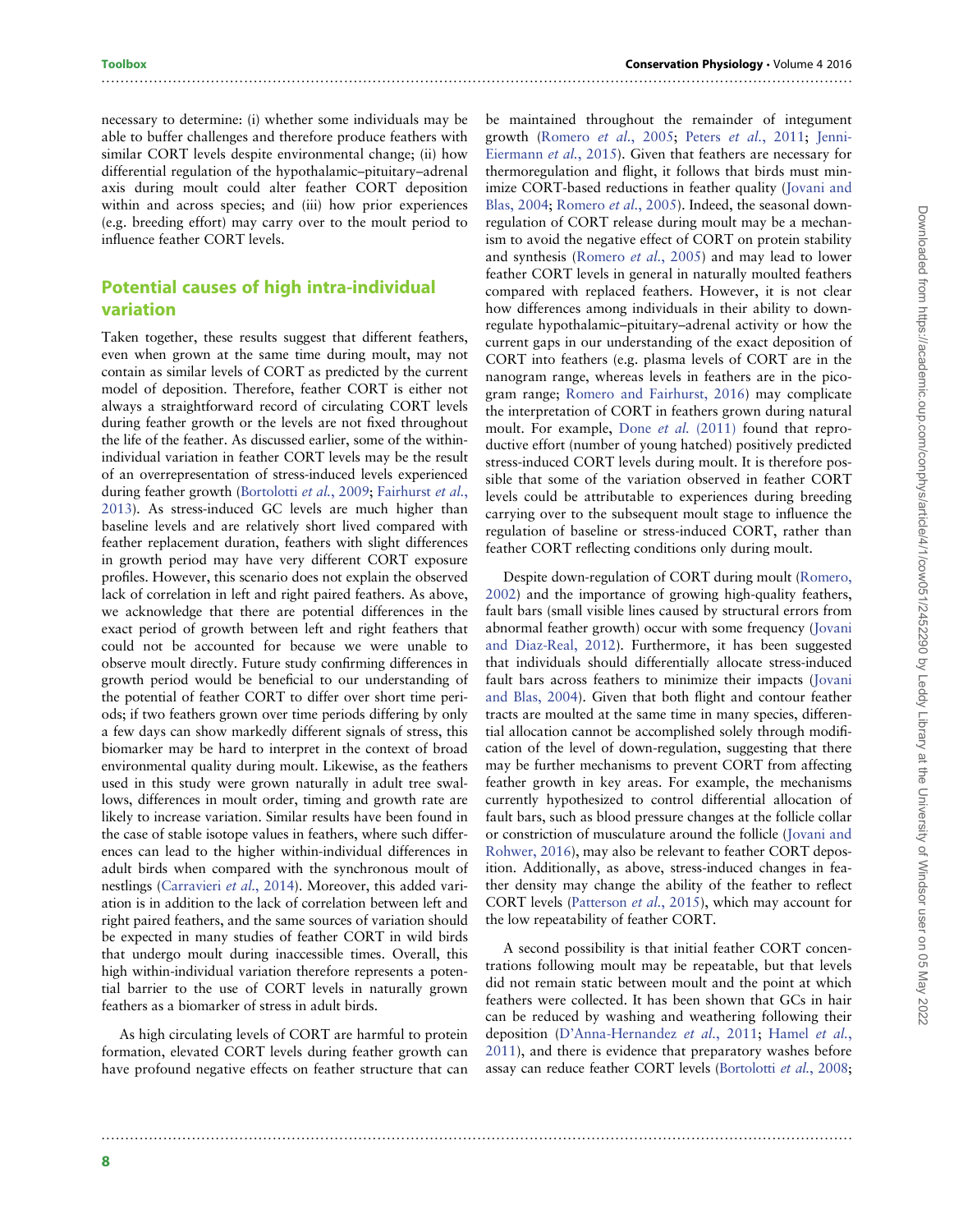necessary to determine: (i) whether some individuals may be able to buffer challenges and therefore produce feathers with similar CORT levels despite environmental change; (ii) how differential regulation of the hypothalamic–pituitary–adrenal axis during moult could alter feather CORT deposition within and across species; and (iii) how prior experiences (e.g. breeding effort) may carry over to the moult period to influence feather CORT levels.

## Potential causes of high intra-individual variation

Taken together, these results suggest that different feathers, even when grown at the same time during moult, may not contain as similar levels of CORT as predicted by the current model of deposition. Therefore, feather CORT is either not always a straightforward record of circulating CORT levels during feather growth or the levels are not fixed throughout the life of the feather. As discussed earlier, some of the within-individual variation in feather CORT levels may be the result of an overrepresentation of stress-induced levels experienced during feather growth (Bortolotti *et al.*, 2009; Fairhurst *et al.*, 2013). As stress-induced GC levels are much higher than baseline levels and are relatively short lived compared with feather replacement duration, feathers with slight differences in growth period may have very different CORT exposure profiles. However, this scenario does not explain the observed lack of correlation in left and right paired feathers. As above, we acknowledge that there are potential differences in the exact period of growth between left and right feathers that could not be accounted for because we were unable to observe moult directly. Future study confirming differences in growth period would be beneficial to our understanding of the potential of feather CORT to differ over short time periods; if two feathers grown over time periods differing by only a few days can show markedly different signals of stress, this biomarker may be hard to interpret in the context of broad environmental quality during moult. Likewise, as the feathers used in this study were grown naturally in adult tree swallows, differences in moult order, timing and growth rate are likely to increase variation. Similar results have been found in the case of stable isotope values in feathers, where such differences can lead to the higher within-individual differences in adult birds when compared with the synchronous moult of nestlings (Carravieri *et al.*, 2014). Moreover, this added variation is in addition to the lack of correlation between left and right paired feathers, and the same sources of variation should be expected in many studies of feather CORT in wild birds that undergo moult during inaccessible times. Overall, this high within-individual variation therefore represents a potential barrier to the use of CORT levels in naturally grown feathers as a biomarker of stress in adult birds.

As high circulating levels of CORT are harmful to protein formation, elevated CORT levels during feather growth can have profound negative effects on feather structure that can be maintained throughout the remainder of integument growth (Romero *et al.*, 2005; Peters *et al.*, 2011; Jenni-Eiermann *et al.*, 2015). Given that feathers are necessary for thermoregulation and flight, it follows that birds must minimize CORT-based reductions in feather quality (Jovani and Blas, 2004; Romero *et al.*, 2005). Indeed, the seasonal down-regulation of CORT release during moult may be a mechanism to avoid the negative effect of CORT on protein stability and synthesis (Romero *et al.*, 2005) and may lead to lower feather CORT levels in general in naturally moulted feathers compared with replaced feathers. However, it is not clear how differences among individuals in their ability to down-regulate hypothalamic–pituitary–adrenal activity or how the current gaps in our understanding of the exact deposition of CORT into feathers (e.g. plasma levels of CORT are in the nanogram range, whereas levels in feathers are in the picogram range; Romero and Fairhurst, 2016) may complicate the interpretation of CORT in feathers grown during natural moult. For example, Done *et al.* (2011) found that reproductive effort (number of young hatched) positively predicted stress-induced CORT levels during moult. It is therefore possible that some of the variation observed in feather CORT levels could be attributable to experiences during breeding carrying over to the subsequent moult stage to influence the regulation of baseline or stress-induced CORT, rather than feather CORT reflecting conditions only during moult.

Despite down-regulation of CORT during moult (Romero, 2002) and the importance of growing high-quality feathers, fault bars (small visible lines caused by structural errors from abnormal feather growth) occur with some frequency (Jovani and Diaz-Real, 2012). Furthermore, it has been suggested that individuals should differentially allocate stress-induced fault bars across feathers to minimize their impacts (Jovani and Blas, 2004). Given that both flight and contour feather tracts are moulted at the same time in many species, differential allocation cannot be accomplished solely through modification of the level of down-regulation, suggesting that there may be further mechanisms to prevent CORT from affecting feather growth in key areas. For example, the mechanisms currently hypothesized to control differential allocation of fault bars, such as blood pressure changes at the follicle collar or constriction of musculature around the follicle (Jovani and Rohwer, 2016), may also be relevant to feather CORT deposition. Additionally, as above, stress-induced changes in feather density may change the ability of the feather to reflect CORT levels (Patterson *et al.*, 2015), which may account for the low repeatability of feather CORT.

A second possibility is that initial feather CORT concentrations following moult may be repeatable, but that levels did not remain static between moult and the point at which feathers were collected. It has been shown that GCs in hair can be reduced by washing and weathering following their deposition (D'Anna-Hernandez *et al.*, 2011; Hamel *et al.*, 2011), and there is evidence that preparatory washes before assay can reduce feather CORT levels (Bortolotti *et al.*, 2008;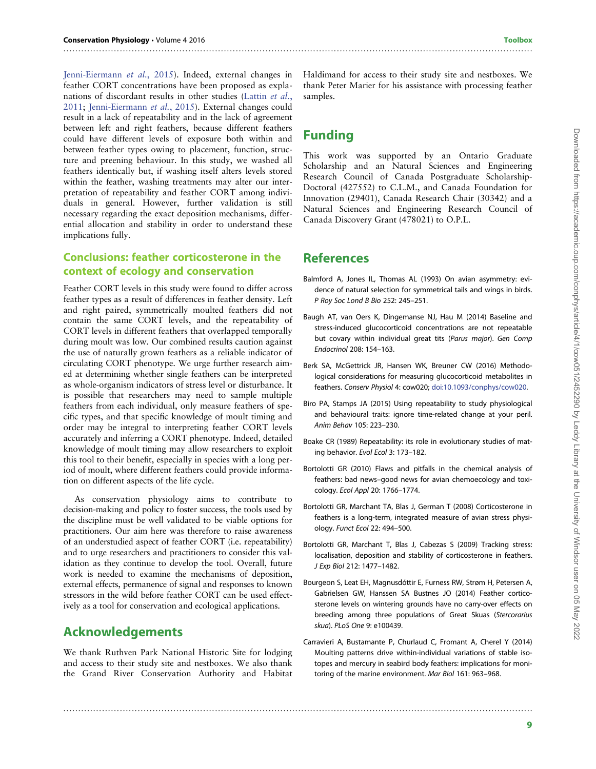Jenni-Eiermann *et al.*, 2015). Indeed, external changes in feather CORT concentrations have been proposed as explanations of discordant results in other studies (Lattin *et al.*, 2011; Jenni-Eiermann *et al.*, 2015). External changes could result in a lack of repeatability and in the lack of agreement between left and right feathers, because different feathers could have different levels of exposure both within and between feather types owing to placement, function, structure and preening behaviour. In this study, we washed all feathers identically but, if washing itself alters levels stored within the feather, washing treatments may alter our interpretation of repeatability and feather CORT among individuals in general. However, further validation is still necessary regarding the exact deposition mechanisms, differential allocation and stability in order to understand these implications fully.

### Conclusions: feather corticosterone in the context of ecology and conservation

Feather CORT levels in this study were found to differ across feather types as a result of differences in feather density. Left and right paired, symmetrically moulted feathers did not contain the same CORT levels, and the repeatability of CORT levels in different feathers that overlapped temporally during moult was low. Our combined results caution against the use of naturally grown feathers as a reliable indicator of circulating CORT phenotype. We urge further research aimed at determining whether single feathers can be interpreted as whole-organism indicators of stress level or disturbance. It is possible that researchers may need to sample multiple feathers from each individual, only measure feathers of specific types, and that specific knowledge of moult timing and order may be integral to interpreting feather CORT levels accurately and inferring a CORT phenotype. Indeed, detailed knowledge of moult timing may allow researchers to exploit this tool to their benefit, especially in species with a long period of moult, where different feathers could provide information on different aspects of the life cycle.

As conservation physiology aims to contribute to decision-making and policy to foster success, the tools used by the discipline must be well validated to be viable options for practitioners. Our aim here was therefore to raise awareness of an understudied aspect of feather CORT (i.e. repeatability) and to urge researchers and practitioners to consider this validation as they continue to develop the tool. Overall, future work is needed to examine the mechanisms of deposition, external effects, permanence of signal and responses to known stressors in the wild before feather CORT can be used effectively as a tool for conservation and ecological applications.

## Acknowledgements

We thank Ruthven Park National Historic Site for lodging and access to their study site and nestboxes. We also thank the Grand River Conservation Authority and Habitat Haldimand for access to their study site and nestboxes. We thank Peter Marier for his assistance with processing feather samples.

## Funding

This work was supported by an Ontario Graduate Scholarship and an Natural Sciences and Engineering Research Council of Canada Postgraduate Scholarship-Doctoral (427552) to C.L.M., and Canada Foundation for Innovation (29401), Canada Research Chair (30342) and a Natural Sciences and Engineering Research Council of Canada Discovery Grant (478021) to O.P.L.

## References

Balmford A, Jones IL, Thomas AL (1993) On avian asymmetry: evidence of natural selection for symmetrical tails and wings in birds. *P Roy Soc Lond B Bio* 252: 245–251.

Baugh AT, van Oers K, Dingemanse NJ, Hau M (2014) Baseline and stress-induced glucocorticoid concentrations are not repeatable but covary within individual great tits (*Parus major*). *Gen Comp Endocrinol* 208: 154–163.

Berk SA, McGettrick JR, Hansen WK, Breuner CW (2016) Methodological considerations for measuring glucocorticoid metabolites in feathers. *Conserv Physiol* 4: cow020; doi:10.1093/conphys/cow020.

Biro PA, Stamps JA (2015) Using repeatability to study physiological and behavioural traits: ignore time-related change at your peril. *Anim Behav* 105: 223–230.

Boake CR (1989) Repeatability: its role in evolutionary studies of mating behavior. *Evol Ecol* 3: 173–182.

Bortolotti GR (2010) Flaws and pitfalls in the chemical analysis of feathers: bad news–good news for avian chemoecology and toxicology. *Ecol Appl* 20: 1766–1774.

Bortolotti GR, Marchant TA, Blas J, German T (2008) Corticosterone in feathers is a long-term, integrated measure of avian stress physiology. *Funct Ecol* 22: 494–500.

Bortolotti GR, Marchant T, Blas J, Cabezas S (2009) Tracking stress: localisation, deposition and stability of corticosterone in feathers. *J Exp Biol* 212: 1477–1482.

Bourgeon S, Leat EH, Magnusdóttir E, Furness RW, Strøm H, Petersen A, Gabrielsen GW, Hanssen SA Bustnes JO (2014) Feather corticosterone levels on wintering grounds have no carry-over effects on breeding among three populations of Great Skuas (*Stercorarius skua*). *PLoS One* 9: e100439.

Carravieri A, Bustamante P, Churlaud C, Fromant A, Cherel Y (2014) Moulting patterns drive within-individual variations of stable isotopes and mercury in seabird body feathers: implications for monitoring of the marine environment. *Mar Biol* 161: 963–968.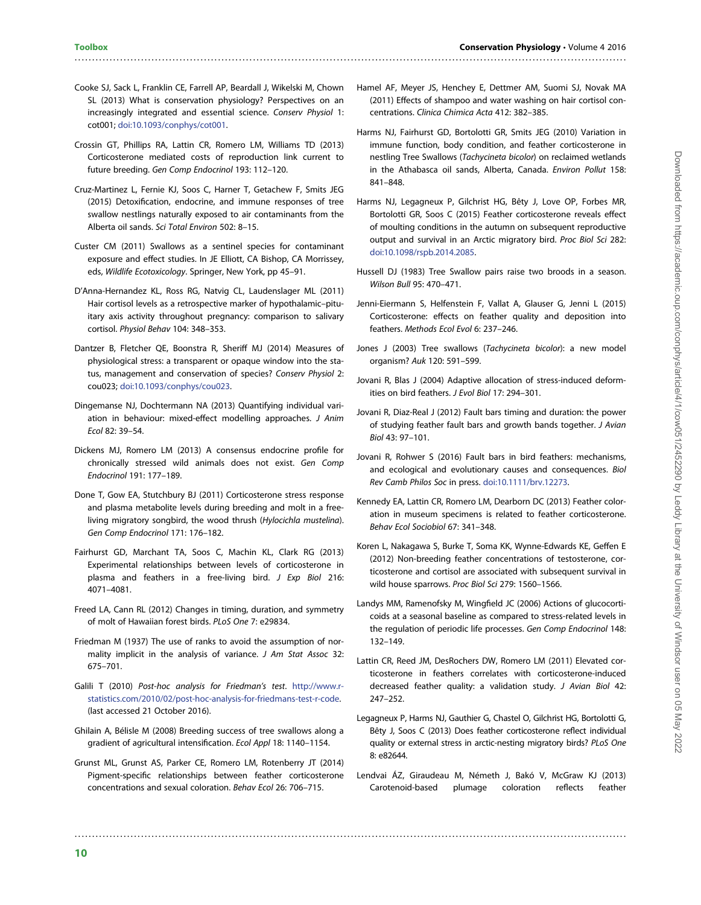Cooke SJ, Sack L, Franklin CE, Farrell AP, Beardall J, Wikelski M, Chown SL (2013) What is conservation physiology? Perspectives on an increasingly integrated and essential science. *Conserv Physiol* 1: cot001; doi:10.1093/conphys/cot001.

Crossin GT, Phillips RA, Lattin CR, Romero LM, Williams TD (2013) Corticosterone mediated costs of reproduction link current to future breeding. *Gen Comp Endocrinol* 193: 112–120.

Cruz-Martinez L, Fernie KJ, Soos C, Harner T, Getachew F, Smits JEG (2015) Detoxification, endocrine, and immune responses of tree swallow nestlings naturally exposed to air contaminants from the Alberta oil sands. *Sci Total Environ* 502: 8–15.

Custer CM (2011) Swallows as a sentinel species for contaminant exposure and effect studies. In JE Elliott, CA Bishop, CA Morrissey, eds, *Wildlife Ecotoxicology*. Springer, New York, pp 45–91.

D'Anna-Hernandez KL, Ross RG, Natvig CL, Laudenslager ML (2011) Hair cortisol levels as a retrospective marker of hypothalamic–pituitary axis activity throughout pregnancy: comparison to salivary cortisol. *Physiol Behav* 104: 348–353.

Dantzer B, Fletcher QE, Boonstra R, Sheriff MJ (2014) Measures of physiological stress: a transparent or opaque window into the status, management and conservation of species? *Conserv Physiol* 2: cou023; doi:10.1093/conphys/cou023.

Dingemanse NJ, Dochtermann NA (2013) Quantifying individual variation in behaviour: mixed-effect modelling approaches. *J Anim Ecol* 82: 39–54.

Dickens MJ, Romero LM (2013) A consensus endocrine profile for chronically stressed wild animals does not exist. *Gen Comp Endocrinol* 191: 177–189.

Done T, Gow EA, Stutchbury BJ (2011) Corticosterone stress response and plasma metabolite levels during breeding and molt in a free-living migratory songbird, the wood thrush (*Hylocichla mustelina*). *Gen Comp Endocrinol* 171: 176–182.

Fairhurst GD, Marchant TA, Soos C, Machin KL, Clark RG (2013) Experimental relationships between levels of corticosterone in plasma and feathers in a free-living bird. *J Exp Biol* 216: 4071–4081.

Freed LA, Cann RL (2012) Changes in timing, duration, and symmetry of molt of Hawaiian forest birds. *PLoS One* 7: e29834.

Friedman M (1937) The use of ranks to avoid the assumption of normality implicit in the analysis of variance. *J Am Stat Assoc* 32: 675–701.

Galili T (2010) *Post-hoc analysis for Friedman's test*. http://www.r-statistics.com/2010/02/post-hoc-analysis-for-friedmans-test-r-code. (last accessed 21 October 2016).

Ghilain A, Bélisle M (2008) Breeding success of tree swallows along a gradient of agricultural intensification. *Ecol Appl* 18: 1140–1154.

Grunst ML, Grunst AS, Parker CE, Romero LM, Rotenberry JT (2014) Pigment-specific relationships between feather corticosterone concentrations and sexual coloration. *Behav Ecol* 26: 706–715.

Hamel AF, Meyer JS, Henchey E, Dettmer AM, Suomi SJ, Novak MA (2011) Effects of shampoo and water washing on hair cortisol concentrations. *Clinica Chimica Acta* 412: 382–385.

Harms NJ, Fairhurst GD, Bortolotti GR, Smits JEG (2010) Variation in immune function, body condition, and feather corticosterone in nestling Tree Swallows (*Tachycineta bicolor*) on reclaimed wetlands in the Athabasca oil sands, Alberta, Canada. *Environ Pollut* 158: 841–848.

Harms NJ, Legagneux P, Gilchrist HG, Bêty J, Love OP, Forbes MR, Bortolotti GR, Soos C (2015) Feather corticosterone reveals effect of moulting conditions in the autumn on subsequent reproductive output and survival in an Arctic migratory bird. *Proc Biol Sci* 282: doi:10.1098/rspb.2014.2085.

Hussell DJ (1983) Tree Swallow pairs raise two broods in a season. *Wilson Bull* 95: 470–471.

Jenni-Eiermann S, Helfenstein F, Vallat A, Glauser G, Jenni L (2015) Corticosterone: effects on feather quality and deposition into feathers. *Methods Ecol Evol* 6: 237–246.

Jones J (2003) Tree swallows (*Tachycineta bicolor*): a new model organism? *Auk* 120: 591–599.

Jovani R, Blas J (2004) Adaptive allocation of stress-induced deformities on bird feathers. *J Evol Biol* 17: 294–301.

Jovani R, Diaz-Real J (2012) Fault bars timing and duration: the power of studying feather fault bars and growth bands together. *J Avian Biol* 43: 97–101.

Jovani R, Rohwer S (2016) Fault bars in bird feathers: mechanisms, and ecological and evolutionary causes and consequences. *Biol Rev Camb Philos Soc* in press. doi:10.1111/brv.12273.

Kennedy EA, Lattin CR, Romero LM, Dearborn DC (2013) Feather coloration in museum specimens is related to feather corticosterone. *Behav Ecol Sociobiol* 67: 341–348.

Koren L, Nakagawa S, Burke T, Soma KK, Wynne-Edwards KE, Geffen E (2012) Non-breeding feather concentrations of testosterone, corticosterone and cortisol are associated with subsequent survival in wild house sparrows. *Proc Biol Sci* 279: 1560–1566.

Landys MM, Ramenofsky M, Wingfield JC (2006) Actions of glucocorticoids at a seasonal baseline as compared to stress-related levels in the regulation of periodic life processes. *Gen Comp Endocrinol* 148: 132–149.

Lattin CR, Reed JM, DesRochers DW, Romero LM (2011) Elevated corticosterone in feathers correlates with corticosterone-induced decreased feather quality: a validation study. *J Avian Biol* 42: 247–252.

Legagneux P, Harms NJ, Gauthier G, Chastel O, Gilchrist HG, Bortolotti G, Bêty J, Soos C (2013) Does feather corticosterone reflect individual quality or external stress in arctic-nesting migratory birds? *PLoS One* 8: e82644.

Lendvai ÁZ, Giraudeau M, Németh J, Bakó V, McGraw KJ (2013) Carotenoid-based plumage coloration reflects feather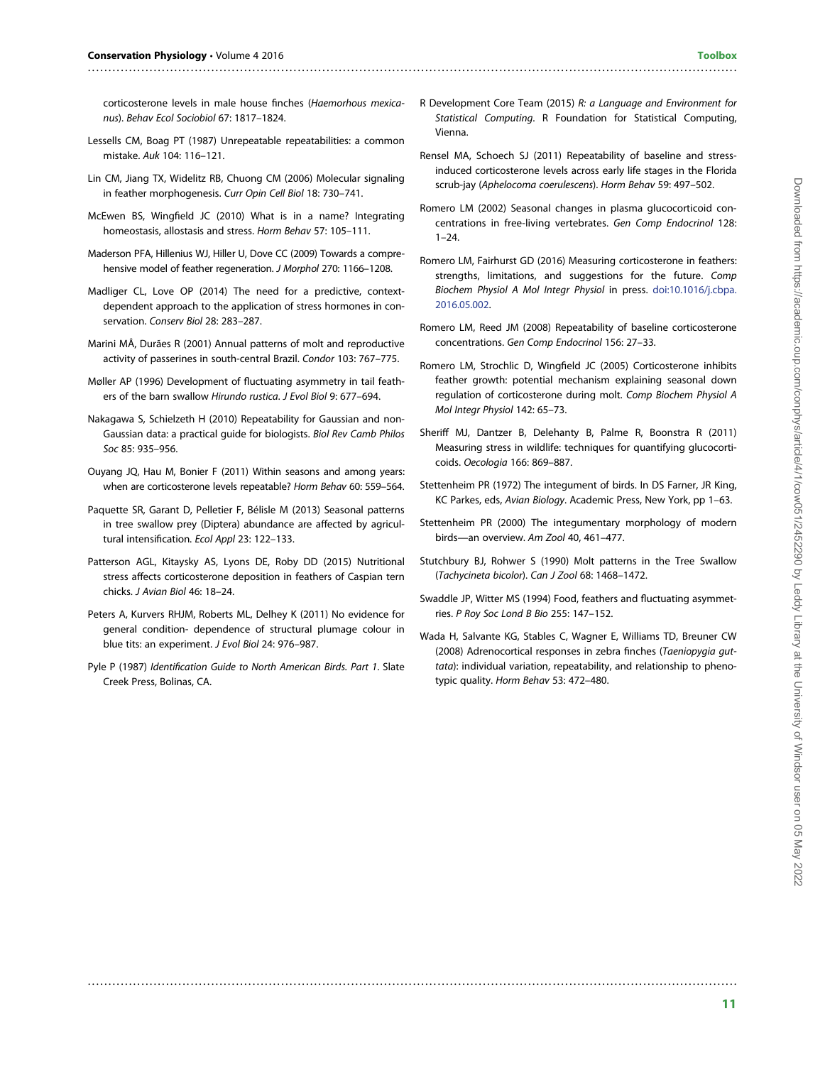corticosterone levels in male house finches (*Haemorhous mexicanus*). *Behav Ecol Sociobiol* 67: 1817–1824.

Lessells CM, Boag PT (1987) Unrepeatable repeatabilities: a common mistake. *Auk* 104: 116–121.

Lin CM, Jiang TX, Widelitz RB, Chuong CM (2006) Molecular signaling in feather morphogenesis. *Curr Opin Cell Biol* 18: 730–741.

McEwen BS, Wingfield JC (2010) What is in a name? Integrating homeostasis, allostasis and stress. *Horm Behav* 57: 105–111.

Maderson PFA, Hillenius WJ, Hiller U, Dove CC (2009) Towards a comprehensive model of feather regeneration. *J Morphol* 270: 1166–1208.

Madliger CL, Love OP (2014) The need for a predictive, context-dependent approach to the application of stress hormones in conservation. *Conserv Biol* 28: 283–287.

Marini MÂ, Durães R (2001) Annual patterns of molt and reproductive activity of passerines in south-central Brazil. *Condor* 103: 767–775.

Møller AP (1996) Development of fluctuating asymmetry in tail feathers of the barn swallow *Hirundo rustica*. *J Evol Biol* 9: 677–694.

Nakagawa S, Schielzeth H (2010) Repeatability for Gaussian and non-Gaussian data: a practical guide for biologists. *Biol Rev Camb Philos Soc* 85: 935–956.

Ouyang JQ, Hau M, Bonier F (2011) Within seasons and among years: when are corticosterone levels repeatable? *Horm Behav* 60: 559–564.

Paquette SR, Garant D, Pelletier F, Bélisle M (2013) Seasonal patterns in tree swallow prey (Diptera) abundance are affected by agricultural intensification. *Ecol Appl* 23: 122–133.

Patterson AGL, Kitaysky AS, Lyons DE, Roby DD (2015) Nutritional stress affects corticosterone deposition in feathers of Caspian tern chicks. *J Avian Biol* 46: 18–24.

Peters A, Kurvers RHJM, Roberts ML, Delhey K (2011) No evidence for general condition- dependence of structural plumage colour in blue tits: an experiment. *J Evol Biol* 24: 976–987.

Pyle P (1987) *Identification Guide to North American Birds. Part 1*. Slate Creek Press, Bolinas, CA.

R Development Core Team (2015) *R: a Language and Environment for Statistical Computing*. R Foundation for Statistical Computing, Vienna.

Rensel MA, Schoech SJ (2011) Repeatability of baseline and stress-induced corticosterone levels across early life stages in the Florida scrub-jay (*Aphelocoma coerulescens*). *Horm Behav* 59: 497–502.

Romero LM (2002) Seasonal changes in plasma glucocorticoid concentrations in free-living vertebrates. *Gen Comp Endocrinol* 128: 1–24.

Romero LM, Fairhurst GD (2016) Measuring corticosterone in feathers: strengths, limitations, and suggestions for the future. *Comp Biochem Physiol A Mol Integr Physiol* in press. doi:10.1016/j.cbpa.2016.05.002.

Romero LM, Reed JM (2008) Repeatability of baseline corticosterone concentrations. *Gen Comp Endocrinol* 156: 27–33.

Romero LM, Strochlic D, Wingfield JC (2005) Corticosterone inhibits feather growth: potential mechanism explaining seasonal down regulation of corticosterone during molt. *Comp Biochem Physiol A Mol Integr Physiol* 142: 65–73.

Sheriff MJ, Dantzer B, Delehanty B, Palme R, Boonstra R (2011) Measuring stress in wildlife: techniques for quantifying glucocorticoids. *Oecologia* 166: 869–887.

Stettenheim PR (1972) The integument of birds. In DS Farner, JR King, KC Parkes, eds, *Avian Biology*. Academic Press, New York, pp 1–63.

Stettenheim PR (2000) The integumentary morphology of modern birds—an overview. *Am Zool* 40, 461–477.

Stutchbury BJ, Rohwer S (1990) Molt patterns in the Tree Swallow (*Tachycineta bicolor*). *Can J Zool* 68: 1468–1472.

Swaddle JP, Witter MS (1994) Food, feathers and fluctuating asymmetries. *P Roy Soc Lond B Bio* 255: 147–152.

Wada H, Salvante KG, Stables C, Wagner E, Williams TD, Breuner CW (2008) Adrenocortical responses in zebra finches (*Taeniopygia guttata*): individual variation, repeatability, and relationship to phenotypic quality. *Horm Behav* 53: 472–480.